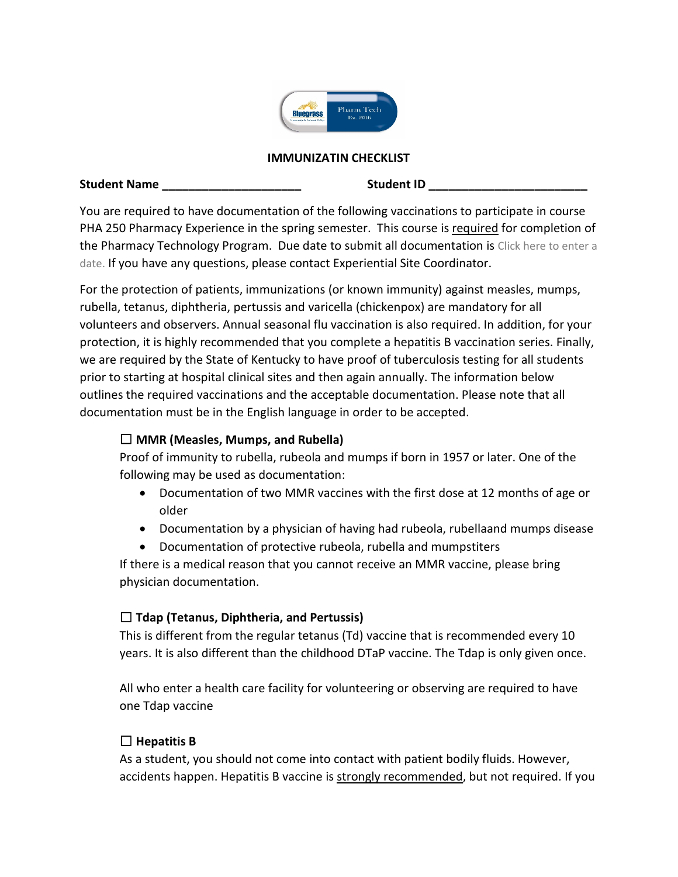**IMMUNIZATIN CHECKLIST**

**Student Name _____________________** **Student ID ________________________**

You are required to have documentation of the following vaccinations to participate in course PHA 250 Pharmacy Experience in the spring semester. This course is required for completion of the Pharmacy Technology Program. Due date to submit all documentation is Click here to enter a date. If you have any questions, please contact Experiential Site Coordinator.

For the protection of patients, immunizations (or known immunity) against measles, mumps, rubella, tetanus, diphtheria, pertussis and varicella (chickenpox) are mandatory for all volunteers and observers. Annual seasonal flu vaccination is also required. In addition, for your protection, it is highly recommended that you complete a hepatitis B vaccination series. Finally, we are required by the State of Kentucky to have proof of tuberculosis testing for all students prior to starting at hospital clinical sites and then again annually. The information below outlines the required vaccinations and the acceptable documentation. Please note that all documentation must be in the English language in order to be accepted.

☐ **MMR (Measles, Mumps, and Rubella)**

Proof of immunity to rubella, rubeola and mumps if born in 1957 or later. One of the following may be used as documentation:

- Documentation of two MMR vaccines with the first dose at 12 months of age or older
- Documentation by a physician of having had rubeola, rubellaand mumps disease
- Documentation of protective rubeola, rubella and mumpstiters

If there is a medical reason that you cannot receive an MMR vaccine, please bring physician documentation.

☐ **Tdap (Tetanus, Diphtheria, and Pertussis)**

This is different from the regular tetanus (Td) vaccine that is recommended every 10 years. It is also different than the childhood DTaP vaccine. The Tdap is only given once.

All who enter a health care facility for volunteering or observing are required to have one Tdap vaccine

☐ **Hepatitis B**

As a student, you should not come into contact with patient bodily fluids. However, accidents happen. Hepatitis B vaccine is strongly recommended, but not required. If you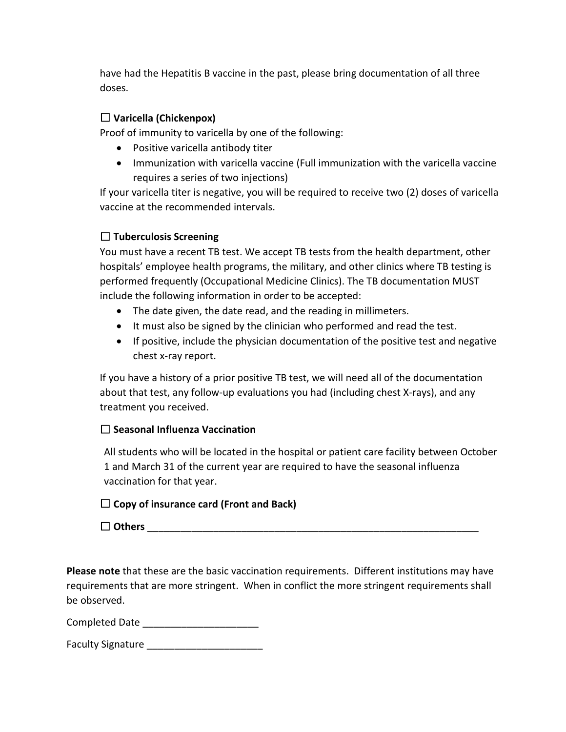have had the Hepatitis B vaccine in the past, please bring documentation of all three doses.

☐ **Varicella (Chickenpox)**

Proof of immunity to varicella by one of the following:

- Positive varicella antibody titer
- Immunization with varicella vaccine (Full immunization with the varicella vaccine requires a series of two injections)

If your varicella titer is negative, you will be required to receive two (2) doses of varicella vaccine at the recommended intervals.

☐ **Tuberculosis Screening**

You must have a recent TB test. We accept TB tests from the health department, other hospitals' employee health programs, the military, and other clinics where TB testing is performed frequently (Occupational Medicine Clinics). The TB documentation MUST include the following information in order to be accepted:

- The date given, the date read, and the reading in millimeters.
- It must also be signed by the clinician who performed and read the test.
- If positive, include the physician documentation of the positive test and negative chest x-ray report.

If you have a history of a prior positive TB test, we will need all of the documentation about that test, any follow-up evaluations you had (including chest X-rays), and any treatment you received.

☐ **Seasonal Influenza Vaccination**

All students who will be located in the hospital or patient care facility between October 1 and March 31 of the current year are required to have the seasonal influenza vaccination for that year.

☐ **Copy of insurance card (Front and Back)**

☐ **Others** ______________________________________________________________

**Please note** that these are the basic vaccination requirements. Different institutions may have requirements that are more stringent. When in conflict the more stringent requirements shall be observed.

Completed Date _____________________

Faculty Signature _____________________